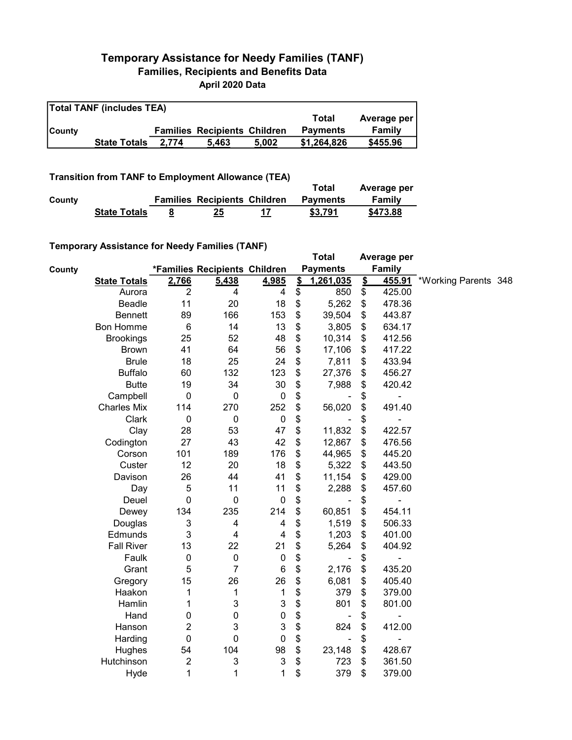# Temporary Assistance for Needy Families (TANF)

## Families, Recipients and Benefits Data

### April 2020 Data

**Total TANF (includes TEA)**

| County | | Families | Recipients | Children | Total Payments | Average per Family |
|---|---|---|---|---|---|---|
| | **State Totals** | **2,774** | **5,463** | **5,002** | **$1,264,826** | **$455.96** |

**Transition from TANF to Employment Allowance (TEA)**

| County | | Families | Recipients | Children | Total Payments | Average per Family |
|---|---|---|---|---|---|---|
| | **State Totals** | **8** | **25** | **17** | **$3,791** | **$473.88** |

**Temporary Assistance for Needy Families (TANF)**

| County | | *Families | Recipients | Children | Total Payments | Average per Family | |
|---|---|---|---|---|---|---|---|
| | **State Totals** | **2,766** | **5,438** | **4,985** | **$ 1,261,035** | **$ 455.91** | *Working Parents 348 |
| | Aurora | 2 | 4 | 4 | $ 850 | $ 425.00 | |
| | Beadle | 11 | 20 | 18 | $ 5,262 | $ 478.36 | |
| | Bennett | 89 | 166 | 153 | $ 39,504 | $ 443.87 | |
| | Bon Homme | 6 | 14 | 13 | $ 3,805 | $ 634.17 | |
| | Brookings | 25 | 52 | 48 | $ 10,314 | $ 412.56 | |
| | Brown | 41 | 64 | 56 | $ 17,106 | $ 417.22 | |
| | Brule | 18 | 25 | 24 | $ 7,811 | $ 433.94 | |
| | Buffalo | 60 | 132 | 123 | $ 27,376 | $ 456.27 | |
| | Butte | 19 | 34 | 30 | $ 7,988 | $ 420.42 | |
| | Campbell | 0 | 0 | 0 | $ - | $ - | |
| | Charles Mix | 114 | 270 | 252 | $ 56,020 | $ 491.40 | |
| | Clark | 0 | 0 | 0 | $ - | $ - | |
| | Clay | 28 | 53 | 47 | $ 11,832 | $ 422.57 | |
| | Codington | 27 | 43 | 42 | $ 12,867 | $ 476.56 | |
| | Corson | 101 | 189 | 176 | $ 44,965 | $ 445.20 | |
| | Custer | 12 | 20 | 18 | $ 5,322 | $ 443.50 | |
| | Davison | 26 | 44 | 41 | $ 11,154 | $ 429.00 | |
| | Day | 5 | 11 | 11 | $ 2,288 | $ 457.60 | |
| | Deuel | 0 | 0 | 0 | $ - | $ - | |
| | Dewey | 134 | 235 | 214 | $ 60,851 | $ 454.11 | |
| | Douglas | 3 | 4 | 4 | $ 1,519 | $ 506.33 | |
| | Edmunds | 3 | 4 | 4 | $ 1,203 | $ 401.00 | |
| | Fall River | 13 | 22 | 21 | $ 5,264 | $ 404.92 | |
| | Faulk | 0 | 0 | 0 | $ - | $ - | |
| | Grant | 5 | 7 | 6 | $ 2,176 | $ 435.20 | |
| | Gregory | 15 | 26 | 26 | $ 6,081 | $ 405.40 | |
| | Haakon | 1 | 1 | 1 | $ 379 | $ 379.00 | |
| | Hamlin | 1 | 3 | 3 | $ 801 | $ 801.00 | |
| | Hand | 0 | 0 | 0 | $ - | $ - | |
| | Hanson | 2 | 3 | 3 | $ 824 | $ 412.00 | |
| | Harding | 0 | 0 | 0 | $ - | $ - | |
| | Hughes | 54 | 104 | 98 | $ 23,148 | $ 428.67 | |
| | Hutchinson | 2 | 3 | 3 | $ 723 | $ 361.50 | |
| | Hyde | 1 | 1 | 1 | $ 379 | $ 379.00 | |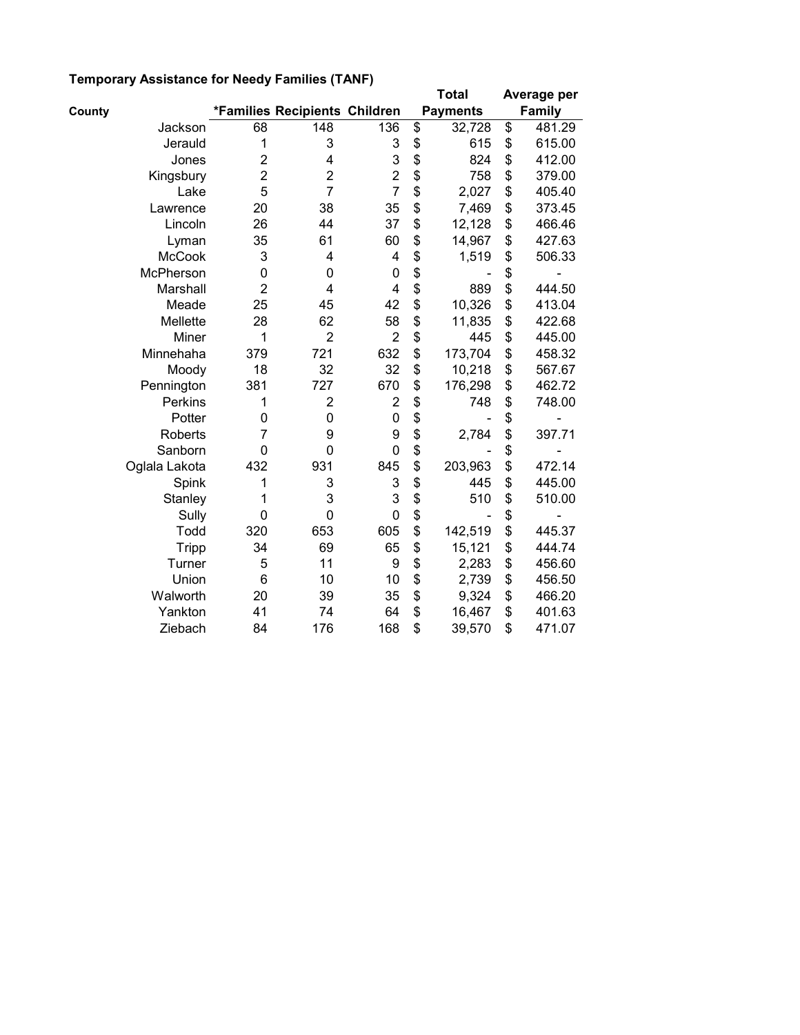**Temporary Assistance for Needy Families (TANF)**

| County | *Families | Recipients | Children | Total Payments | Average per Family |
|---|---|---|---|---|---|
| Jackson | 68 | 148 | 136 | $ 32,728 | $ 481.29 |
| Jerauld | 1 | 3 | 3 | $ 615 | $ 615.00 |
| Jones | 2 | 4 | 3 | $ 824 | $ 412.00 |
| Kingsbury | 2 | 2 | 2 | $ 758 | $ 379.00 |
| Lake | 5 | 7 | 7 | $ 2,027 | $ 405.40 |
| Lawrence | 20 | 38 | 35 | $ 7,469 | $ 373.45 |
| Lincoln | 26 | 44 | 37 | $ 12,128 | $ 466.46 |
| Lyman | 35 | 61 | 60 | $ 14,967 | $ 427.63 |
| McCook | 3 | 4 | 4 | $ 1,519 | $ 506.33 |
| McPherson | 0 | 0 | 0 | $ - | $ - |
| Marshall | 2 | 4 | 4 | $ 889 | $ 444.50 |
| Meade | 25 | 45 | 42 | $ 10,326 | $ 413.04 |
| Mellette | 28 | 62 | 58 | $ 11,835 | $ 422.68 |
| Miner | 1 | 2 | 2 | $ 445 | $ 445.00 |
| Minnehaha | 379 | 721 | 632 | $ 173,704 | $ 458.32 |
| Moody | 18 | 32 | 32 | $ 10,218 | $ 567.67 |
| Pennington | 381 | 727 | 670 | $ 176,298 | $ 462.72 |
| Perkins | 1 | 2 | 2 | $ 748 | $ 748.00 |
| Potter | 0 | 0 | 0 | $ - | $ - |
| Roberts | 7 | 9 | 9 | $ 2,784 | $ 397.71 |
| Sanborn | 0 | 0 | 0 | $ - | $ - |
| Oglala Lakota | 432 | 931 | 845 | $ 203,963 | $ 472.14 |
| Spink | 1 | 3 | 3 | $ 445 | $ 445.00 |
| Stanley | 1 | 3 | 3 | $ 510 | $ 510.00 |
| Sully | 0 | 0 | 0 | $ - | $ - |
| Todd | 320 | 653 | 605 | $ 142,519 | $ 445.37 |
| Tripp | 34 | 69 | 65 | $ 15,121 | $ 444.74 |
| Turner | 5 | 11 | 9 | $ 2,283 | $ 456.60 |
| Union | 6 | 10 | 10 | $ 2,739 | $ 456.50 |
| Walworth | 20 | 39 | 35 | $ 9,324 | $ 466.20 |
| Yankton | 41 | 74 | 64 | $ 16,467 | $ 401.63 |
| Ziebach | 84 | 176 | 168 | $ 39,570 | $ 471.07 |